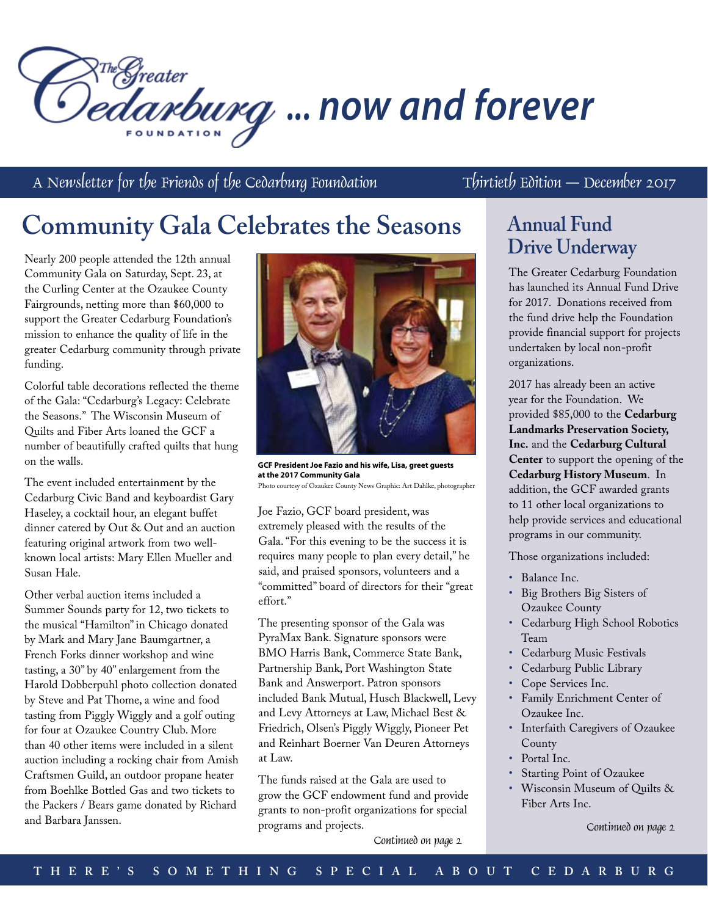# The Greater Cedarburg Foundation ... now and forever

A Newsletter for the Friends of the Cedarburg Foundation — Thirtieth Edition — December 2017

## Community Gala Celebrates the Seasons

Nearly 200 people attended the 12th annual Community Gala on Saturday, Sept. 23, at the Curling Center at the Ozaukee County Fairgrounds, netting more than $60,000 to support the Greater Cedarburg Foundation's mission to enhance the quality of life in the greater Cedarburg community through private funding.

Colorful table decorations reflected the theme of the Gala: "Cedarburg's Legacy: Celebrate the Seasons." The Wisconsin Museum of Quilts and Fiber Arts loaned the GCF a number of beautifully crafted quilts that hung on the walls.

The event included entertainment by the Cedarburg Civic Band and keyboardist Gary Haseley, a cocktail hour, an elegant buffet dinner catered by Out & Out and an auction featuring original artwork from two well-known local artists: Mary Ellen Mueller and Susan Hale.

Other verbal auction items included a Summer Sounds party for 12, two tickets to the musical "Hamilton" in Chicago donated by Mark and Mary Jane Baumgartner, a French Forks dinner workshop and wine tasting, a 30" by 40" enlargement from the Harold Dobberpuhl photo collection donated by Steve and Pat Thome, a wine and food tasting from Piggly Wiggly and a golf outing for four at Ozaukee Country Club. More than 40 other items were included in a silent auction including a rocking chair from Amish Craftsmen Guild, an outdoor propane heater from Boehlke Bottled Gas and two tickets to the Packers / Bears game donated by Richard and Barbara Janssen.

**GCF President Joe Fazio and his wife, Lisa, greet guests at the 2017 Community Gala**
Photo courtesy of Ozaukee County News Graphic: Art Dahlke, photographer

Joe Fazio, GCF board president, was extremely pleased with the results of the Gala. "For this evening to be the success it is requires many people to plan every detail," he said, and praised sponsors, volunteers and a "committed" board of directors for their "great effort."

The presenting sponsor of the Gala was PyraMax Bank. Signature sponsors were BMO Harris Bank, Commerce State Bank, Partnership Bank, Port Washington State Bank and Answerport. Patron sponsors included Bank Mutual, Husch Blackwell, Levy and Levy Attorneys at Law, Michael Best & Friedrich, Olsen's Piggly Wiggly, Pioneer Pet and Reinhart Boerner Van Deuren Attorneys at Law.

The funds raised at the Gala are used to grow the GCF endowment fund and provide grants to non-profit organizations for special programs and projects.

*Continued on page 2*

## Annual Fund Drive Underway

The Greater Cedarburg Foundation has launched its Annual Fund Drive for 2017. Donations received from the fund drive help the Foundation provide financial support for projects undertaken by local non-profit organizations.

2017 has already been an active year for the Foundation. We provided $85,000 to the **Cedarburg Landmarks Preservation Society, Inc.** and the **Cedarburg Cultural Center** to support the opening of the **Cedarburg History Museum**. In addition, the GCF awarded grants to 11 other local organizations to help provide services and educational programs in our community.

Those organizations included:

- Balance Inc.
- Big Brothers Big Sisters of Ozaukee County
- Cedarburg High School Robotics Team
- Cedarburg Music Festivals
- Cedarburg Public Library
- Cope Services Inc.
- Family Enrichment Center of Ozaukee Inc.
- Interfaith Caregivers of Ozaukee County
- Portal Inc.
- Starting Point of Ozaukee
- Wisconsin Museum of Quilts & Fiber Arts Inc.

*Continued on page 2*

THERE'S SOMETHING SPECIAL ABOUT CEDARBURG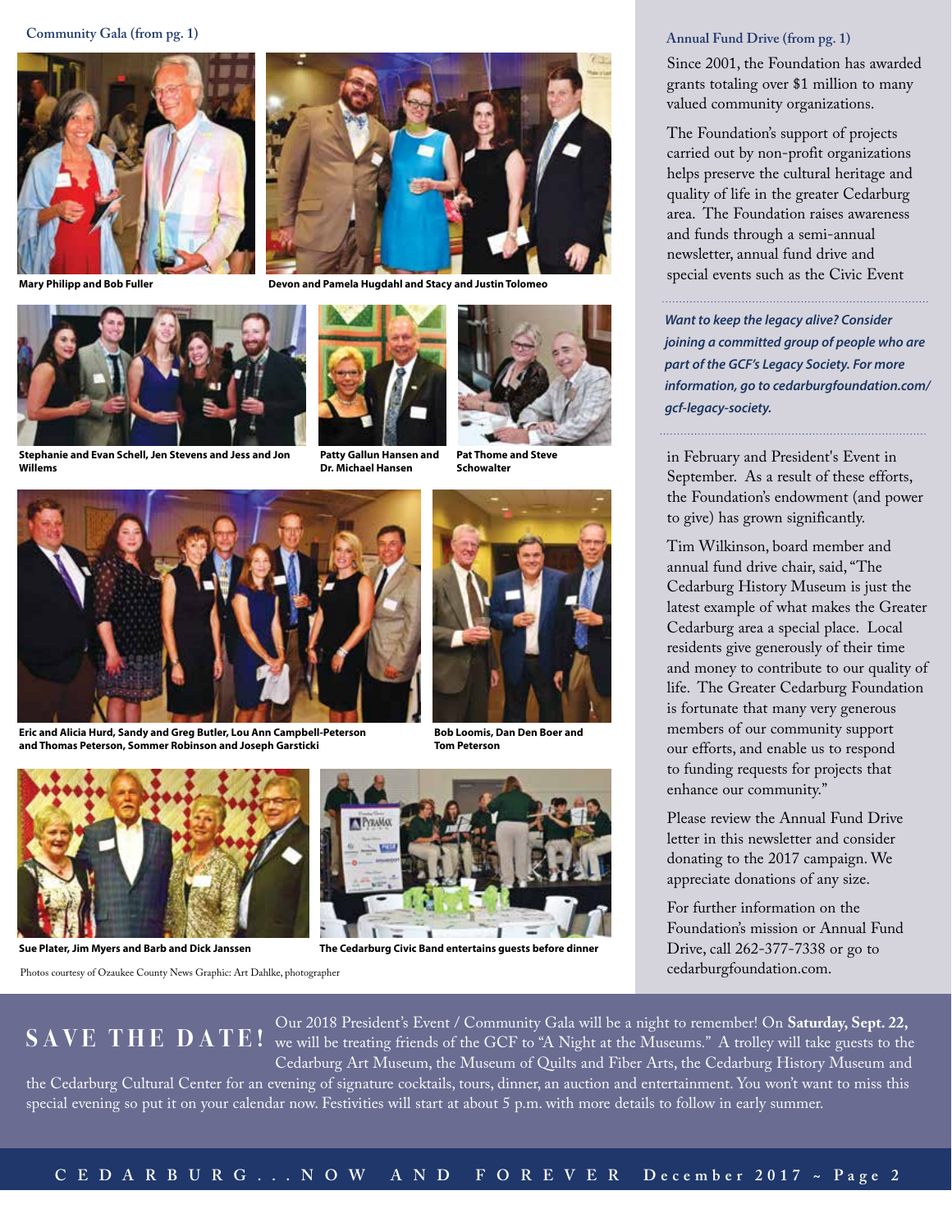## Community Gala (from pg. 1)

Mary Philipp and Bob Fuller

Devon and Pamela Hugdahl and Stacy and Justin Tolomeo

Stephanie and Evan Schell, Jen Stevens and Jess and Jon Willems

Patty Gallun Hansen and Dr. Michael Hansen

Pat Thome and Steve Schowalter

Eric and Alicia Hurd, Sandy and Greg Butler, Lou Ann Campbell-Peterson and Thomas Peterson, Sommer Robinson and Joseph Garsticki

Bob Loomis, Dan Den Boer and Tom Peterson

Sue Plater, Jim Myers and Barb and Dick Janssen

The Cedarburg Civic Band entertains guests before dinner

Photos courtesy of Ozaukee County News Graphic: Art Dahlke, photographer

## Annual Fund Drive (from pg. 1)

Since 2001, the Foundation has awarded grants totaling over $1 million to many valued community organizations.

The Foundation's support of projects carried out by non-profit organizations helps preserve the cultural heritage and quality of life in the greater Cedarburg area. The Foundation raises awareness and funds through a semi-annual newsletter, annual fund drive and special events such as the Civic Event in February and President's Event in September. As a result of these efforts, the Foundation's endowment (and power to give) has grown significantly.

Tim Wilkinson, board member and annual fund drive chair, said, "The Cedarburg History Museum is just the latest example of what makes the Greater Cedarburg area a special place. Local residents give generously of their time and money to contribute to our quality of life. The Greater Cedarburg Foundation is fortunate that many very generous members of our community support our efforts, and enable us to respond to funding requests for projects that enhance our community."

Please review the Annual Fund Drive letter in this newsletter and consider donating to the 2017 campaign. We appreciate donations of any size.

For further information on the Foundation's mission or Annual Fund Drive, call 262-377-7338 or go to cedarburgfoundation.com.

***Want to keep the legacy alive? Consider joining a committed group of people who are part of the GCF's Legacy Society. For more information, go to cedarburgfoundation.com/gcf-legacy-society.***

**SAVE THE DATE!** Our 2018 President's Event / Community Gala will be a night to remember! On **Saturday, Sept. 22,** we will be treating friends of the GCF to "A Night at the Museums." A trolley will take guests to the Cedarburg Art Museum, the Museum of Quilts and Fiber Arts, the Cedarburg History Museum and the Cedarburg Cultural Center for an evening of signature cocktails, tours, dinner, an auction and entertainment. You won't want to miss this special evening so put it on your calendar now. Festivities will start at about 5 p.m. with more details to follow in early summer.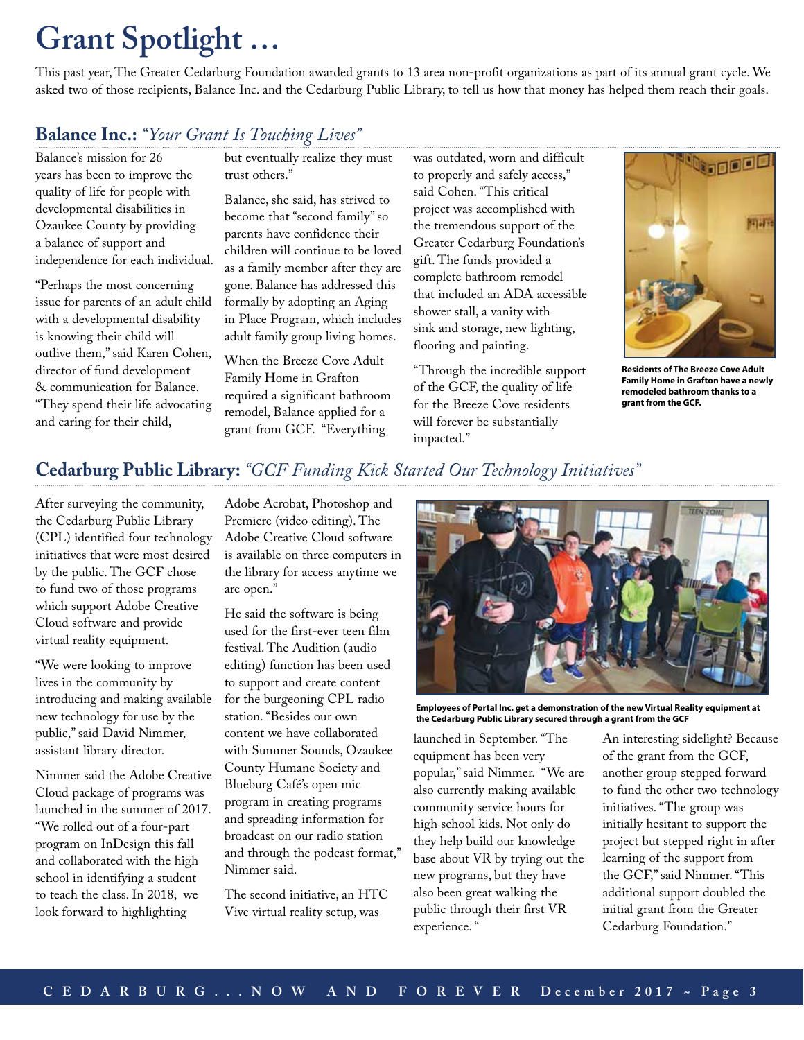# Grant Spotlight …

This past year, The Greater Cedarburg Foundation awarded grants to 13 area non-profit organizations as part of its annual grant cycle. We asked two of those recipients, Balance Inc. and the Cedarburg Public Library, to tell us how that money has helped them reach their goals.

## Balance Inc.: *"Your Grant Is Touching Lives"*

Balance's mission for 26 years has been to improve the quality of life for people with developmental disabilities in Ozaukee County by providing a balance of support and independence for each individual.

"Perhaps the most concerning issue for parents of an adult child with a developmental disability is knowing their child will outlive them," said Karen Cohen, director of fund development & communication for Balance. "They spend their life advocating and caring for their child, but eventually realize they must trust others."

Balance, she said, has strived to become that "second family" so parents have confidence their children will continue to be loved as a family member after they are gone. Balance has addressed this formally by adopting an Aging in Place Program, which includes adult family group living homes.

When the Breeze Cove Adult Family Home in Grafton required a significant bathroom remodel, Balance applied for a grant from GCF. "Everything was outdated, worn and difficult to properly and safely access," said Cohen. "This critical project was accomplished with the tremendous support of the Greater Cedarburg Foundation's gift. The funds provided a complete bathroom remodel that included an ADA accessible shower stall, a vanity with sink and storage, new lighting, flooring and painting.

"Through the incredible support of the GCF, the quality of life for the Breeze Cove residents will forever be substantially impacted."

**Residents of The Breeze Cove Adult Family Home in Grafton have a newly remodeled bathroom thanks to a grant from the GCF.**

## Cedarburg Public Library: *"GCF Funding Kick Started Our Technology Initiatives"*

After surveying the community, the Cedarburg Public Library (CPL) identified four technology initiatives that were most desired by the public. The GCF chose to fund two of those programs which support Adobe Creative Cloud software and provide virtual reality equipment.

"We were looking to improve lives in the community by introducing and making available new technology for use by the public," said David Nimmer, assistant library director.

Nimmer said the Adobe Creative Cloud package of programs was launched in the summer of 2017. "We rolled out of a four-part program on InDesign this fall and collaborated with the high school in identifying a student to teach the class. In 2018, we look forward to highlighting Adobe Acrobat, Photoshop and Premiere (video editing). The Adobe Creative Cloud software is available on three computers in the library for access anytime we are open."

He said the software is being used for the first-ever teen film festival. The Audition (audio editing) function has been used to support and create content for the burgeoning CPL radio station. "Besides our own content we have collaborated with Summer Sounds, Ozaukee County Humane Society and Blueburg Café's open mic program in creating programs and spreading information for broadcast on our radio station and through the podcast format," Nimmer said.

The second initiative, an HTC Vive virtual reality setup, was launched in September. "The equipment has been very popular," said Nimmer. "We are also currently making available community service hours for high school kids. Not only do they help build our knowledge base about VR by trying out the new programs, but they have also been great walking the public through their first VR experience."

**Employees of Portal Inc. get a demonstration of the new Virtual Reality equipment at the Cedarburg Public Library secured through a grant from the GCF**

An interesting sidelight? Because of the grant from the GCF, another group stepped forward to fund the other two technology initiatives. "The group was initially hesitant to support the project but stepped right in after learning of the support from the GCF," said Nimmer. "This additional support doubled the initial grant from the Greater Cedarburg Foundation."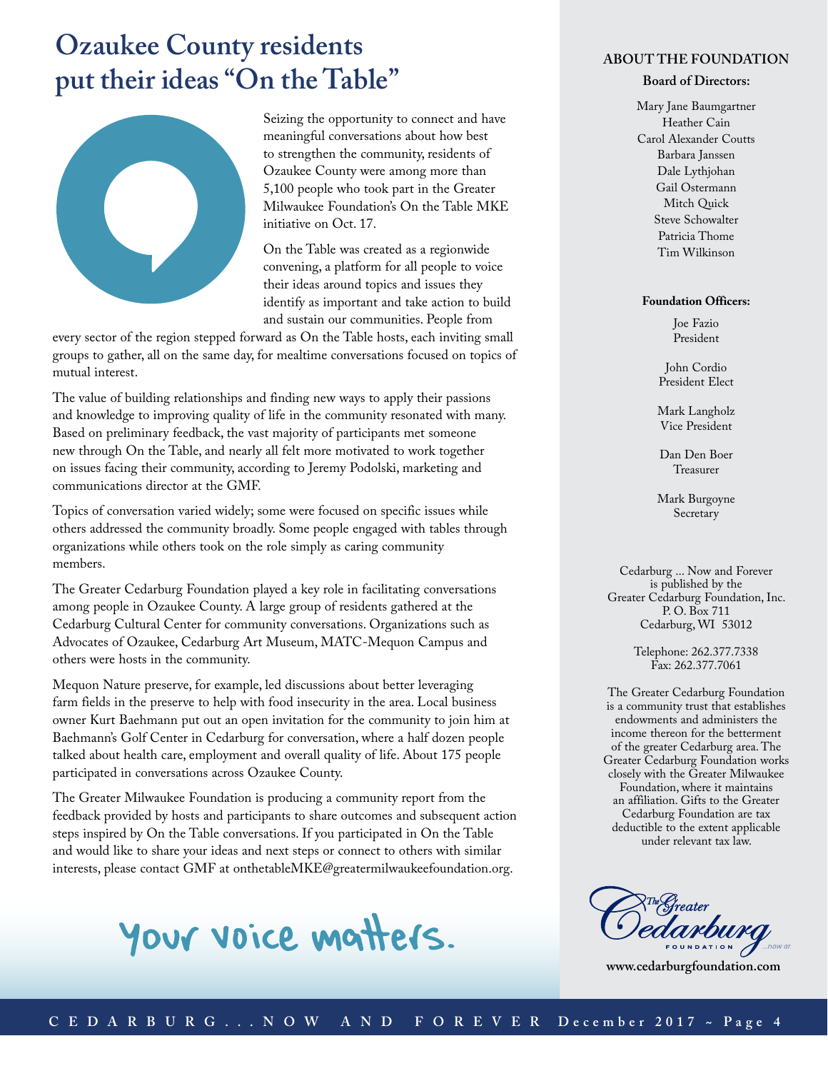# Ozaukee County residents put their ideas "On the Table"

Seizing the opportunity to connect and have meaningful conversations about how best to strengthen the community, residents of Ozaukee County were among more than 5,100 people who took part in the Greater Milwaukee Foundation's On the Table MKE initiative on Oct. 17.

On the Table was created as a regionwide convening, a platform for all people to voice their ideas around topics and issues they identify as important and take action to build and sustain our communities. People from every sector of the region stepped forward as On the Table hosts, each inviting small groups to gather, all on the same day, for mealtime conversations focused on topics of mutual interest.

The value of building relationships and finding new ways to apply their passions and knowledge to improving quality of life in the community resonated with many. Based on preliminary feedback, the vast majority of participants met someone new through On the Table, and nearly all felt more motivated to work together on issues facing their community, according to Jeremy Podolski, marketing and communications director at the GMF.

Topics of conversation varied widely; some were focused on specific issues while others addressed the community broadly. Some people engaged with tables through organizations while others took on the role simply as caring community members.

The Greater Cedarburg Foundation played a key role in facilitating conversations among people in Ozaukee County. A large group of residents gathered at the Cedarburg Cultural Center for community conversations. Organizations such as Advocates of Ozaukee, Cedarburg Art Museum, MATC-Mequon Campus and others were hosts in the community.

Mequon Nature preserve, for example, led discussions about better leveraging farm fields in the preserve to help with food insecurity in the area. Local business owner Kurt Baehmann put out an open invitation for the community to join him at Baehmann's Golf Center in Cedarburg for conversation, where a half dozen people talked about health care, employment and overall quality of life. About 175 people participated in conversations across Ozaukee County.

The Greater Milwaukee Foundation is producing a community report from the feedback provided by hosts and participants to share outcomes and subsequent action steps inspired by On the Table conversations. If you participated in On the Table and would like to share your ideas and next steps or connect to others with similar interests, please contact GMF at onthetableMKE@greatermilwaukeefoundation.org.

Your voice matters.

## ABOUT THE FOUNDATION

**Board of Directors:**

Mary Jane Baumgartner
Heather Cain
Carol Alexander Coutts
Barbara Janssen
Dale Lythjohan
Gail Ostermann
Mitch Quick
Steve Schowalter
Patricia Thome
Tim Wilkinson

**Foundation Officers:**

Joe Fazio
President

John Cordio
President Elect

Mark Langholz
Vice President

Dan Den Boer
Treasurer

Mark Burgoyne
Secretary

Cedarburg ... Now and Forever is published by the Greater Cedarburg Foundation, Inc.
P. O. Box 711
Cedarburg, WI 53012

Telephone: 262.377.7338
Fax: 262.377.7061

The Greater Cedarburg Foundation is a community trust that establishes endowments and administers the income thereon for the betterment of the greater Cedarburg area. The Greater Cedarburg Foundation works closely with the Greater Milwaukee Foundation, where it maintains an affiliation. Gifts to the Greater Cedarburg Foundation are tax deductible to the extent applicable under relevant tax law.

The Greater Cedarburg Foundation ...now and forever

**www.cedarburgfoundation.com**